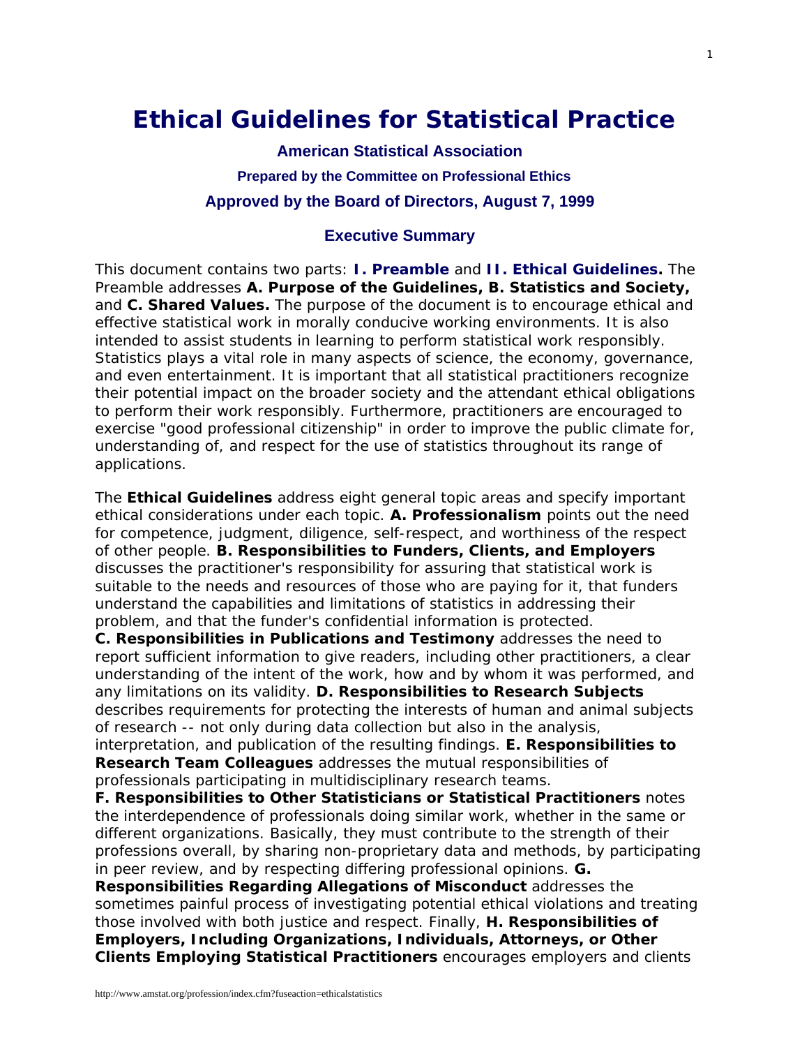# Ethical Guidelines for Statistical Practice

### American Statistical Association

#### Prepared by the Committee on Professional Ethics

### Approved by the Board of Directors, August 7, 1999

### Executive Summary

This document contains two parts: **I. Preamble** and **II. Ethical Guidelines.** The Preamble addresses **A. Purpose of the Guidelines, B. Statistics and Society,** and **C. Shared Values.** The purpose of the document is to encourage ethical and effective statistical work in morally conducive working environments. It is also intended to assist students in learning to perform statistical work responsibly. Statistics plays a vital role in many aspects of science, the economy, governance, and even entertainment. It is important that all statistical practitioners recognize their potential impact on the broader society and the attendant ethical obligations to perform their work responsibly. Furthermore, practitioners are encouraged to exercise "good professional citizenship" in order to improve the public climate for, understanding of, and respect for the use of statistics throughout its range of applications.

The **Ethical Guidelines** address eight general topic areas and specify important ethical considerations under each topic. **A. Professionalism** points out the need for competence, judgment, diligence, self-respect, and worthiness of the respect of other people. **B. Responsibilities to Funders, Clients, and Employers** discusses the practitioner's responsibility for assuring that statistical work is suitable to the needs and resources of those who are paying for it, that funders understand the capabilities and limitations of statistics in addressing their problem, and that the funder's confidential information is protected. **C. Responsibilities in Publications and Testimony** addresses the need to report sufficient information to give readers, including other practitioners, a clear understanding of the intent of the work, how and by whom it was performed, and any limitations on its validity. **D. Responsibilities to Research Subjects** describes requirements for protecting the interests of human and animal subjects of research -- not only during data collection but also in the analysis, interpretation, and publication of the resulting findings. **E. Responsibilities to Research Team Colleagues** addresses the mutual responsibilities of professionals participating in multidisciplinary research teams. **F. Responsibilities to Other Statisticians or Statistical Practitioners** notes the interdependence of professionals doing similar work, whether in the same or different organizations. Basically, they must contribute to the strength of their professions overall, by sharing non-proprietary data and methods, by participating in peer review, and by respecting differing professional opinions. **G. Responsibilities Regarding Allegations of Misconduct** addresses the sometimes painful process of investigating potential ethical violations and treating those involved with both justice and respect. Finally, **H. Responsibilities of Employers, Including Organizations, Individuals, Attorneys, or Other Clients Employing Statistical Practitioners** encourages employers and clients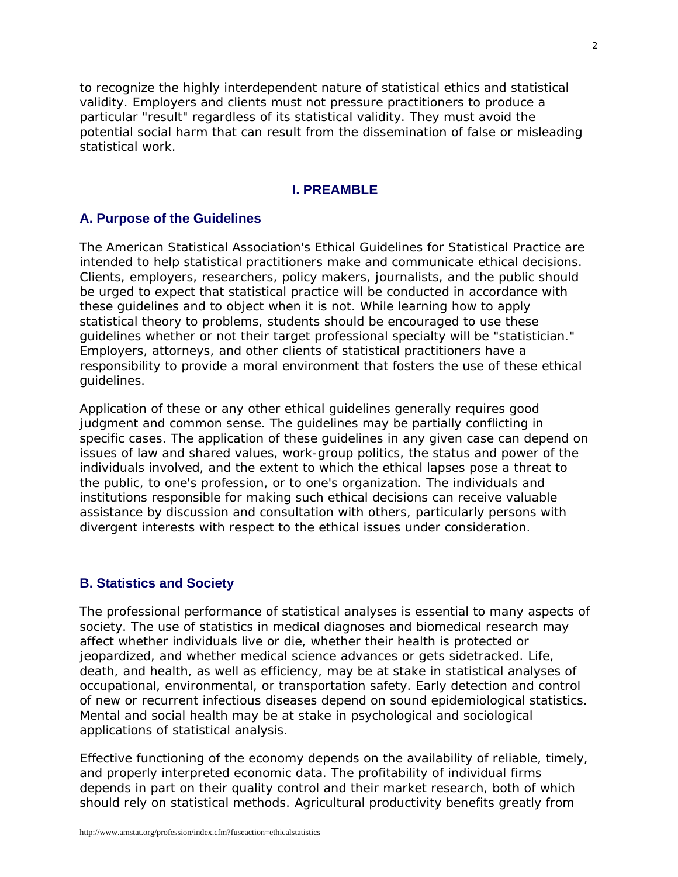to recognize the highly interdependent nature of statistical ethics and statistical validity. Employers and clients must not pressure practitioners to produce a particular "result" regardless of its statistical validity. They must avoid the potential social harm that can result from the dissemination of false or misleading statistical work.

## I. PREAMBLE

### A. Purpose of the Guidelines

The American Statistical Association's Ethical Guidelines for Statistical Practice are intended to help statistical practitioners make and communicate ethical decisions. Clients, employers, researchers, policy makers, journalists, and the public should be urged to expect that statistical practice will be conducted in accordance with these guidelines and to object when it is not. While learning how to apply statistical theory to problems, students should be encouraged to use these guidelines whether or not their target professional specialty will be "statistician." Employers, attorneys, and other clients of statistical practitioners have a responsibility to provide a moral environment that fosters the use of these ethical guidelines.

Application of these or any other ethical guidelines generally requires good judgment and common sense. The guidelines may be partially conflicting in specific cases. The application of these guidelines in any given case can depend on issues of law and shared values, work-group politics, the status and power of the individuals involved, and the extent to which the ethical lapses pose a threat to the public, to one's profession, or to one's organization. The individuals and institutions responsible for making such ethical decisions can receive valuable assistance by discussion and consultation with others, particularly persons with divergent interests with respect to the ethical issues under consideration.

### B. Statistics and Society

The professional performance of statistical analyses is essential to many aspects of society. The use of statistics in medical diagnoses and biomedical research may affect whether individuals live or die, whether their health is protected or jeopardized, and whether medical science advances or gets sidetracked. Life, death, and health, as well as efficiency, may be at stake in statistical analyses of occupational, environmental, or transportation safety. Early detection and control of new or recurrent infectious diseases depend on sound epidemiological statistics. Mental and social health may be at stake in psychological and sociological applications of statistical analysis.

Effective functioning of the economy depends on the availability of reliable, timely, and properly interpreted economic data. The profitability of individual firms depends in part on their quality control and their market research, both of which should rely on statistical methods. Agricultural productivity benefits greatly from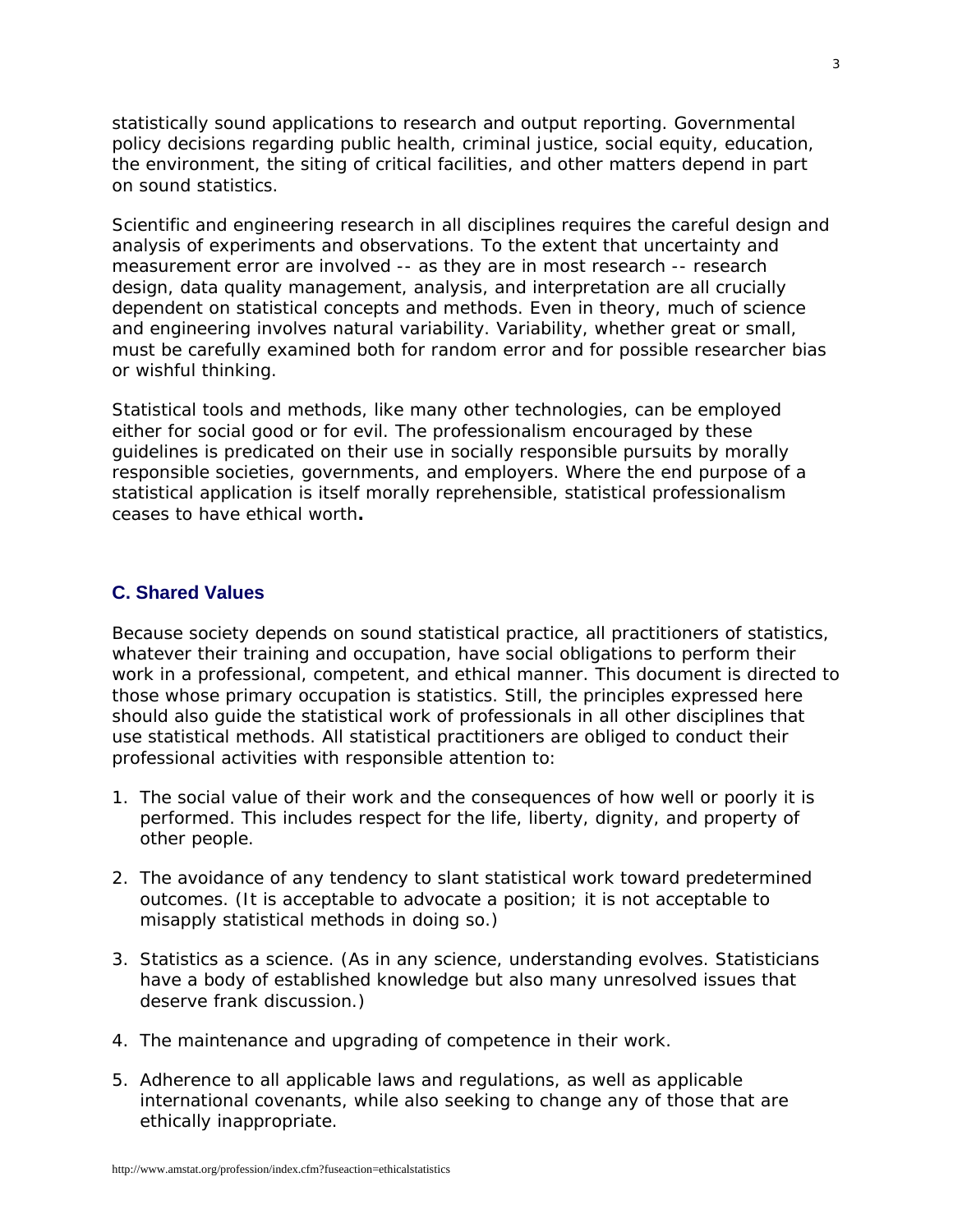statistically sound applications to research and output reporting. Governmental policy decisions regarding public health, criminal justice, social equity, education, the environment, the siting of critical facilities, and other matters depend in part on sound statistics.

Scientific and engineering research in all disciplines requires the careful design and analysis of experiments and observations. To the extent that uncertainty and measurement error are involved -- as they are in most research -- research design, data quality management, analysis, and interpretation are all crucially dependent on statistical concepts and methods. Even in theory, much of science and engineering involves natural variability. Variability, whether great or small, must be carefully examined both for random error and for possible researcher bias or wishful thinking.

Statistical tools and methods, like many other technologies, can be employed either for social good or for evil. The professionalism encouraged by these guidelines is predicated on their use in socially responsible pursuits by morally responsible societies, governments, and employers. Where the end purpose of a statistical application is itself morally reprehensible, statistical professionalism ceases to have ethical worth**.**

### C. Shared Values

Because society depends on sound statistical practice, all practitioners of statistics, whatever their training and occupation, have social obligations to perform their work in a professional, competent, and ethical manner. This document is directed to those whose primary occupation is statistics. Still, the principles expressed here should also guide the statistical work of professionals in all other disciplines that use statistical methods. All statistical practitioners are obliged to conduct their professional activities with responsible attention to:

1. The social value of their work and the consequences of how well or poorly it is performed. This includes respect for the life, liberty, dignity, and property of other people.
2. The avoidance of any tendency to slant statistical work toward predetermined outcomes. (It is acceptable to advocate a position; it is not acceptable to misapply statistical methods in doing so.)
3. Statistics as a science. (As in any science, understanding evolves. Statisticians have a body of established knowledge but also many unresolved issues that deserve frank discussion.)
4. The maintenance and upgrading of competence in their work.
5. Adherence to all applicable laws and regulations, as well as applicable international covenants, while also seeking to change any of those that are ethically inappropriate.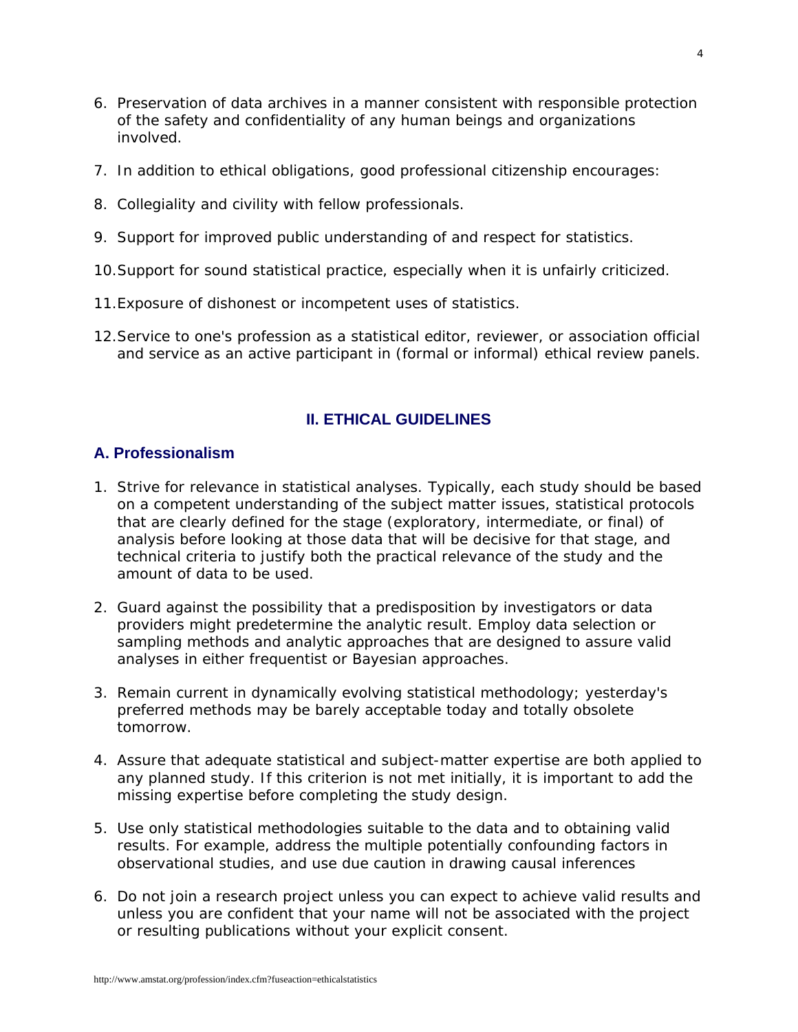6. Preservation of data archives in a manner consistent with responsible protection of the safety and confidentiality of any human beings and organizations involved.

7. In addition to ethical obligations, good professional citizenship encourages:

8. Collegiality and civility with fellow professionals.

9. Support for improved public understanding of and respect for statistics.

10. Support for sound statistical practice, especially when it is unfairly criticized.

11. Exposure of dishonest or incompetent uses of statistics.

12. Service to one's profession as a statistical editor, reviewer, or association official and service as an active participant in (formal or informal) ethical review panels.

## II. ETHICAL GUIDELINES

### A. Professionalism

1. Strive for relevance in statistical analyses. Typically, each study should be based on a competent understanding of the subject matter issues, statistical protocols that are clearly defined for the stage (exploratory, intermediate, or final) of analysis before looking at those data that will be decisive for that stage, and technical criteria to justify both the practical relevance of the study and the amount of data to be used.

2. Guard against the possibility that a predisposition by investigators or data providers might predetermine the analytic result. Employ data selection or sampling methods and analytic approaches that are designed to assure valid analyses in either frequentist or Bayesian approaches.

3. Remain current in dynamically evolving statistical methodology; yesterday's preferred methods may be barely acceptable today and totally obsolete tomorrow.

4. Assure that adequate statistical and subject-matter expertise are both applied to any planned study. If this criterion is not met initially, it is important to add the missing expertise before completing the study design.

5. Use only statistical methodologies suitable to the data and to obtaining valid results. For example, address the multiple potentially confounding factors in observational studies, and use due caution in drawing causal inferences

6. Do not join a research project unless you can expect to achieve valid results and unless you are confident that your name will not be associated with the project or resulting publications without your explicit consent.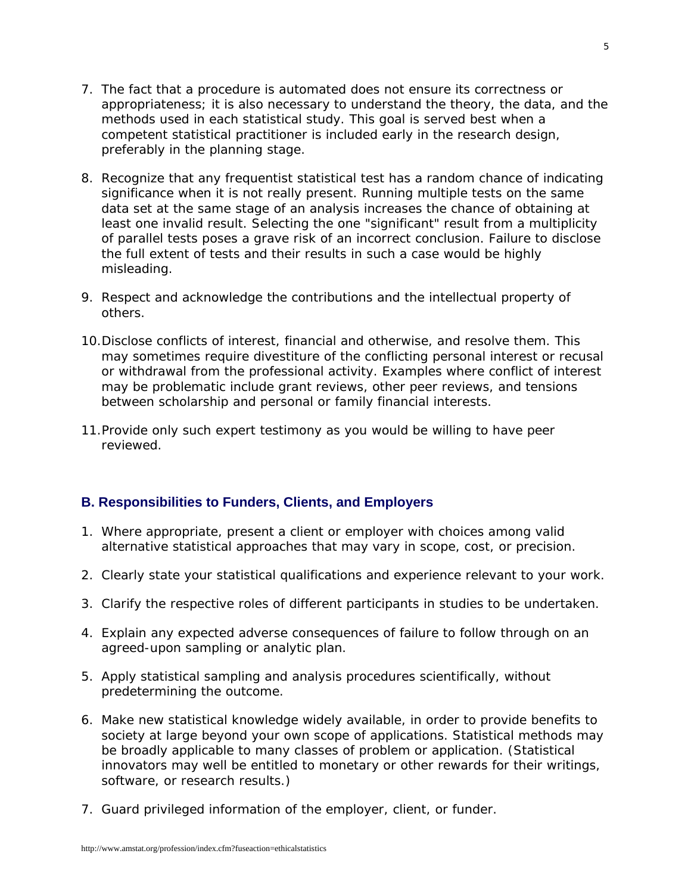7. The fact that a procedure is automated does not ensure its correctness or appropriateness; it is also necessary to understand the theory, the data, and the methods used in each statistical study. This goal is served best when a competent statistical practitioner is included early in the research design, preferably in the planning stage.

8. Recognize that any frequentist statistical test has a random chance of indicating significance when it is not really present. Running multiple tests on the same data set at the same stage of an analysis increases the chance of obtaining at least one invalid result. Selecting the one "significant" result from a multiplicity of parallel tests poses a grave risk of an incorrect conclusion. Failure to disclose the full extent of tests and their results in such a case would be highly misleading.

9. Respect and acknowledge the contributions and the intellectual property of others.

10. Disclose conflicts of interest, financial and otherwise, and resolve them. This may sometimes require divestiture of the conflicting personal interest or recusal or withdrawal from the professional activity. Examples where conflict of interest may be problematic include grant reviews, other peer reviews, and tensions between scholarship and personal or family financial interests.

11. Provide only such expert testimony as you would be willing to have peer reviewed.

### B. Responsibilities to Funders, Clients, and Employers

1. Where appropriate, present a client or employer with choices among valid alternative statistical approaches that may vary in scope, cost, or precision.

2. Clearly state your statistical qualifications and experience relevant to your work.

3. Clarify the respective roles of different participants in studies to be undertaken.

4. Explain any expected adverse consequences of failure to follow through on an agreed-upon sampling or analytic plan.

5. Apply statistical sampling and analysis procedures scientifically, without predetermining the outcome.

6. Make new statistical knowledge widely available, in order to provide benefits to society at large beyond your own scope of applications. Statistical methods may be broadly applicable to many classes of problem or application. (Statistical innovators may well be entitled to monetary or other rewards for their writings, software, or research results.)

7. Guard privileged information of the employer, client, or funder.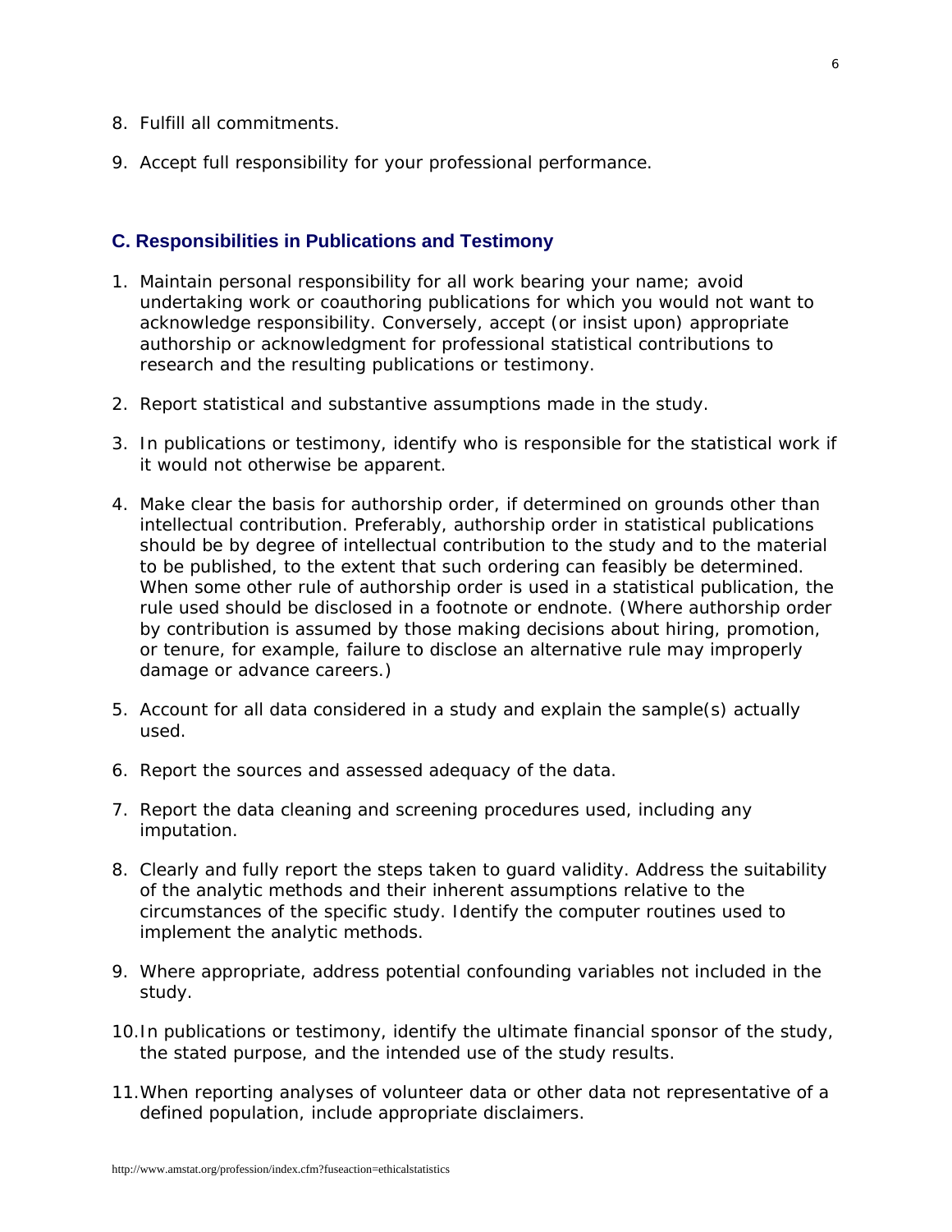8. Fulfill all commitments.

9. Accept full responsibility for your professional performance.

## C. Responsibilities in Publications and Testimony

1. Maintain personal responsibility for all work bearing your name; avoid undertaking work or coauthoring publications for which you would not want to acknowledge responsibility. Conversely, accept (or insist upon) appropriate authorship or acknowledgment for professional statistical contributions to research and the resulting publications or testimony.

2. Report statistical and substantive assumptions made in the study.

3. In publications or testimony, identify who is responsible for the statistical work if it would not otherwise be apparent.

4. Make clear the basis for authorship order, if determined on grounds other than intellectual contribution. Preferably, authorship order in statistical publications should be by degree of intellectual contribution to the study and to the material to be published, to the extent that such ordering can feasibly be determined. When some other rule of authorship order is used in a statistical publication, the rule used should be disclosed in a footnote or endnote. (Where authorship order by contribution is assumed by those making decisions about hiring, promotion, or tenure, for example, failure to disclose an alternative rule may improperly damage or advance careers.)

5. Account for all data considered in a study and explain the sample(s) actually used.

6. Report the sources and assessed adequacy of the data.

7. Report the data cleaning and screening procedures used, including any imputation.

8. Clearly and fully report the steps taken to guard validity. Address the suitability of the analytic methods and their inherent assumptions relative to the circumstances of the specific study. Identify the computer routines used to implement the analytic methods.

9. Where appropriate, address potential confounding variables not included in the study.

10. In publications or testimony, identify the ultimate financial sponsor of the study, the stated purpose, and the intended use of the study results.

11. When reporting analyses of volunteer data or other data not representative of a defined population, include appropriate disclaimers.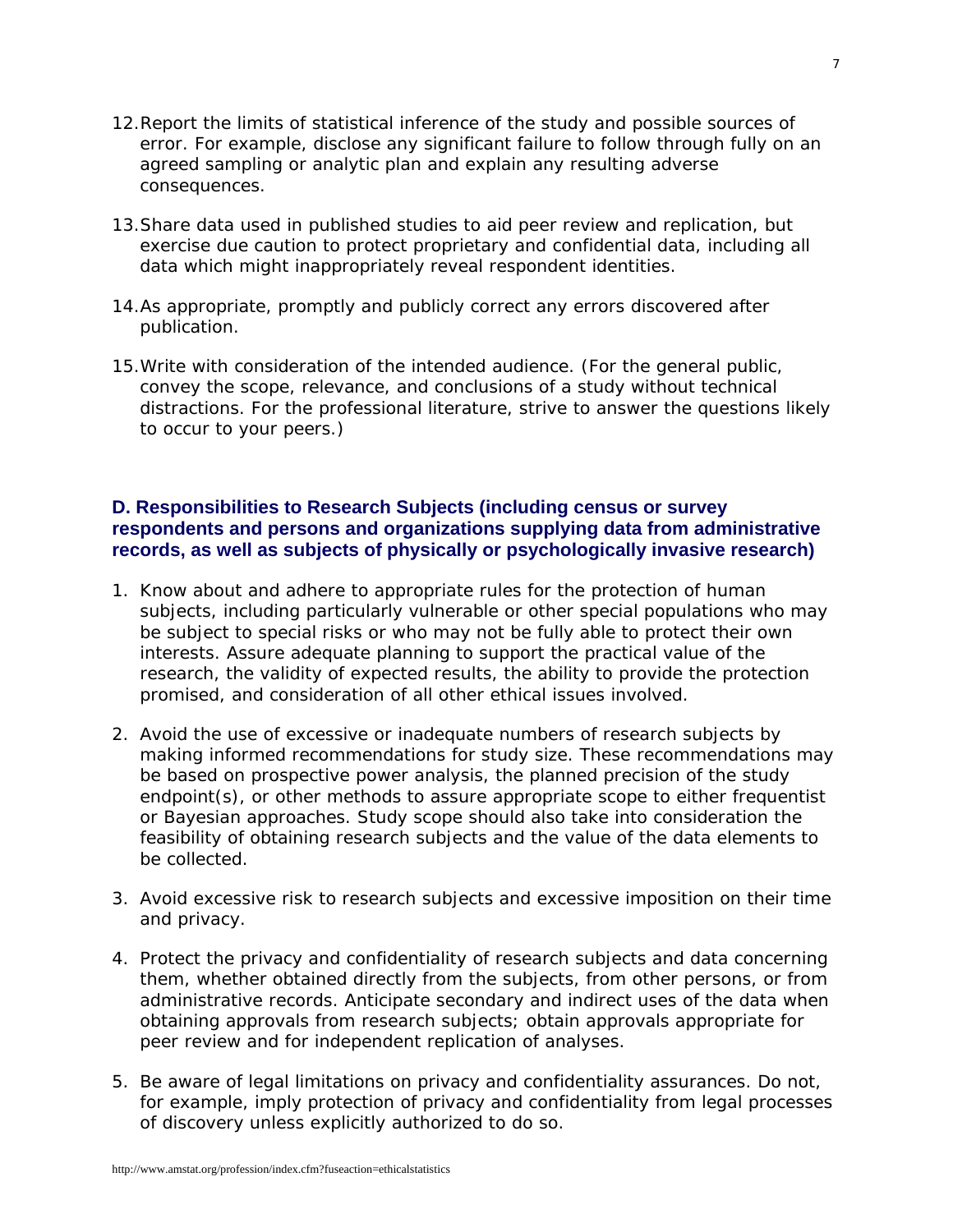12. Report the limits of statistical inference of the study and possible sources of error. For example, disclose any significant failure to follow through fully on an agreed sampling or analytic plan and explain any resulting adverse consequences.

13. Share data used in published studies to aid peer review and replication, but exercise due caution to protect proprietary and confidential data, including all data which might inappropriately reveal respondent identities.

14. As appropriate, promptly and publicly correct any errors discovered after publication.

15. Write with consideration of the intended audience. (For the general public, convey the scope, relevance, and conclusions of a study without technical distractions. For the professional literature, strive to answer the questions likely to occur to your peers.)

### D. Responsibilities to Research Subjects (including census or survey respondents and persons and organizations supplying data from administrative records, as well as subjects of physically or psychologically invasive research)

1. Know about and adhere to appropriate rules for the protection of human subjects, including particularly vulnerable or other special populations who may be subject to special risks or who may not be fully able to protect their own interests. Assure adequate planning to support the practical value of the research, the validity of expected results, the ability to provide the protection promised, and consideration of all other ethical issues involved.

2. Avoid the use of excessive or inadequate numbers of research subjects by making informed recommendations for study size. These recommendations may be based on prospective power analysis, the planned precision of the study endpoint(s), or other methods to assure appropriate scope to either frequentist or Bayesian approaches. Study scope should also take into consideration the feasibility of obtaining research subjects and the value of the data elements to be collected.

3. Avoid excessive risk to research subjects and excessive imposition on their time and privacy.

4. Protect the privacy and confidentiality of research subjects and data concerning them, whether obtained directly from the subjects, from other persons, or from administrative records. Anticipate secondary and indirect uses of the data when obtaining approvals from research subjects; obtain approvals appropriate for peer review and for independent replication of analyses.

5. Be aware of legal limitations on privacy and confidentiality assurances. Do not, for example, imply protection of privacy and confidentiality from legal processes of discovery unless explicitly authorized to do so.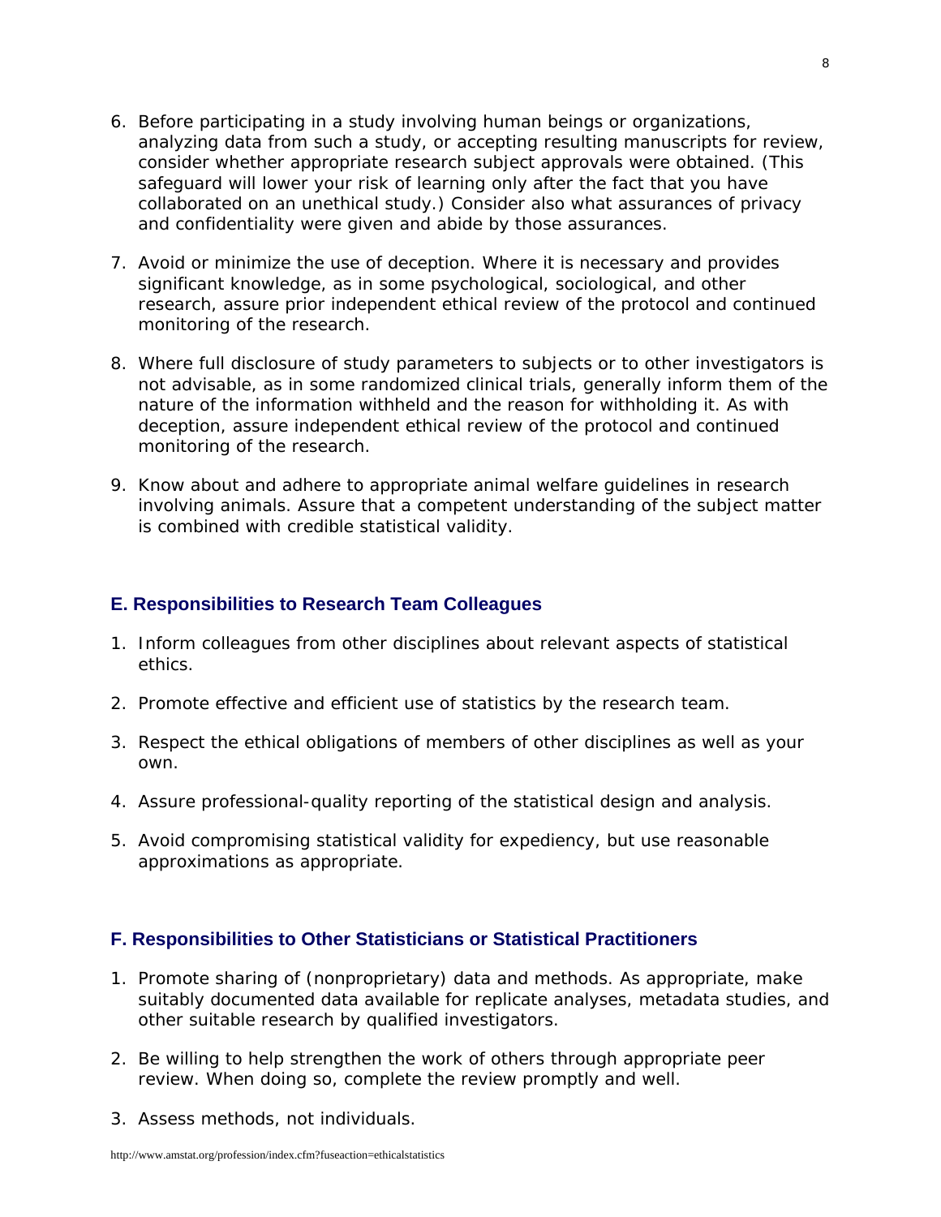6. Before participating in a study involving human beings or organizations, analyzing data from such a study, or accepting resulting manuscripts for review, consider whether appropriate research subject approvals were obtained. (This safeguard will lower your risk of learning only after the fact that you have collaborated on an unethical study.) Consider also what assurances of privacy and confidentiality were given and abide by those assurances.

7. Avoid or minimize the use of deception. Where it is necessary and provides significant knowledge, as in some psychological, sociological, and other research, assure prior independent ethical review of the protocol and continued monitoring of the research.

8. Where full disclosure of study parameters to subjects or to other investigators is not advisable, as in some randomized clinical trials, generally inform them of the nature of the information withheld and the reason for withholding it. As with deception, assure independent ethical review of the protocol and continued monitoring of the research.

9. Know about and adhere to appropriate animal welfare guidelines in research involving animals. Assure that a competent understanding of the subject matter is combined with credible statistical validity.

## E. Responsibilities to Research Team Colleagues

1. Inform colleagues from other disciplines about relevant aspects of statistical ethics.

2. Promote effective and efficient use of statistics by the research team.

3. Respect the ethical obligations of members of other disciplines as well as your own.

4. Assure professional-quality reporting of the statistical design and analysis.

5. Avoid compromising statistical validity for expediency, but use reasonable approximations as appropriate.

## F. Responsibilities to Other Statisticians or Statistical Practitioners

1. Promote sharing of (nonproprietary) data and methods. As appropriate, make suitably documented data available for replicate analyses, metadata studies, and other suitable research by qualified investigators.

2. Be willing to help strengthen the work of others through appropriate peer review. When doing so, complete the review promptly and well.

3. Assess methods, not individuals.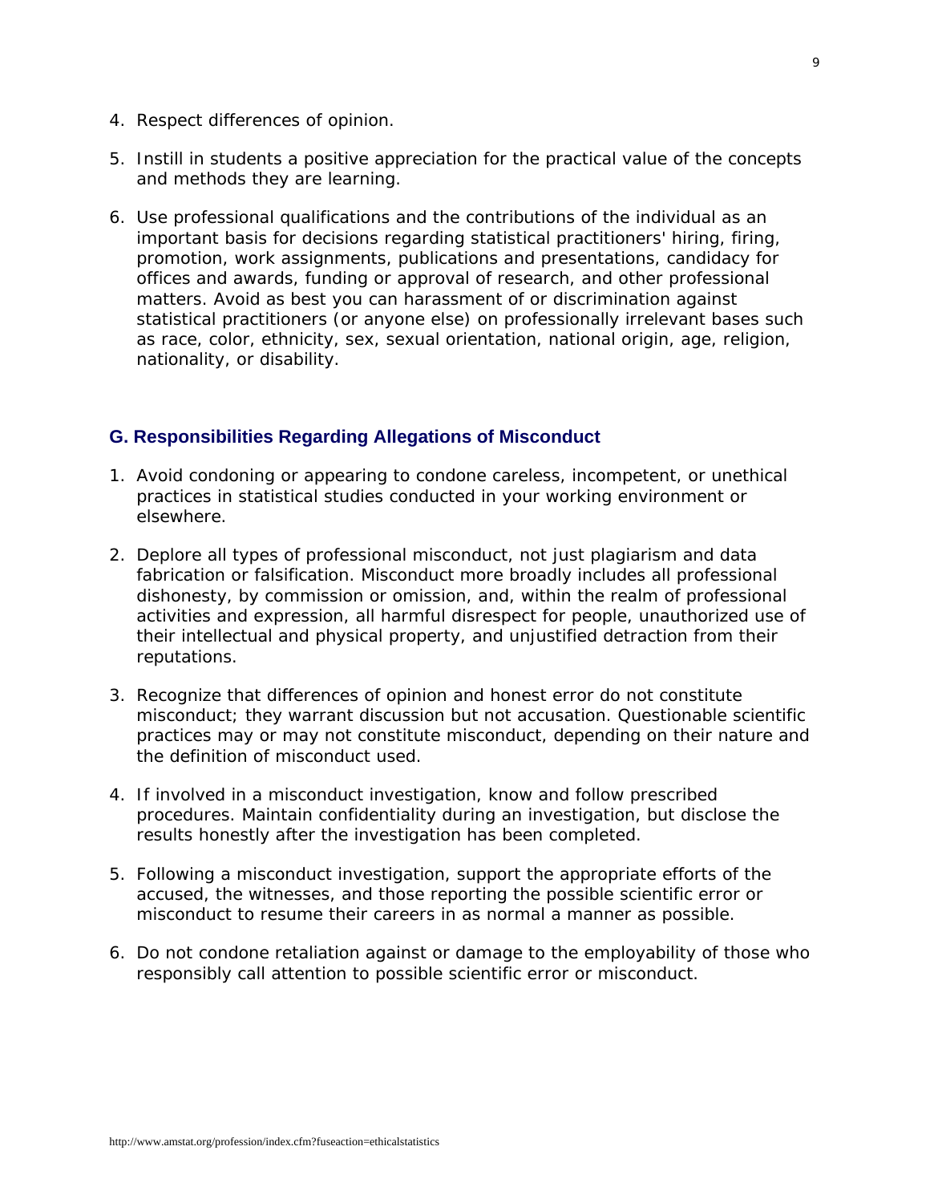4. Respect differences of opinion.

5. Instill in students a positive appreciation for the practical value of the concepts and methods they are learning.

6. Use professional qualifications and the contributions of the individual as an important basis for decisions regarding statistical practitioners' hiring, firing, promotion, work assignments, publications and presentations, candidacy for offices and awards, funding or approval of research, and other professional matters. Avoid as best you can harassment of or discrimination against statistical practitioners (or anyone else) on professionally irrelevant bases such as race, color, ethnicity, sex, sexual orientation, national origin, age, religion, nationality, or disability.

## G. Responsibilities Regarding Allegations of Misconduct

1. Avoid condoning or appearing to condone careless, incompetent, or unethical practices in statistical studies conducted in your working environment or elsewhere.

2. Deplore all types of professional misconduct, not just plagiarism and data fabrication or falsification. Misconduct more broadly includes all professional dishonesty, by commission or omission, and, within the realm of professional activities and expression, all harmful disrespect for people, unauthorized use of their intellectual and physical property, and unjustified detraction from their reputations.

3. Recognize that differences of opinion and honest error do not constitute misconduct; they warrant discussion but not accusation. Questionable scientific practices may or may not constitute misconduct, depending on their nature and the definition of misconduct used.

4. If involved in a misconduct investigation, know and follow prescribed procedures. Maintain confidentiality during an investigation, but disclose the results honestly after the investigation has been completed.

5. Following a misconduct investigation, support the appropriate efforts of the accused, the witnesses, and those reporting the possible scientific error or misconduct to resume their careers in as normal a manner as possible.

6. Do not condone retaliation against or damage to the employability of those who responsibly call attention to possible scientific error or misconduct.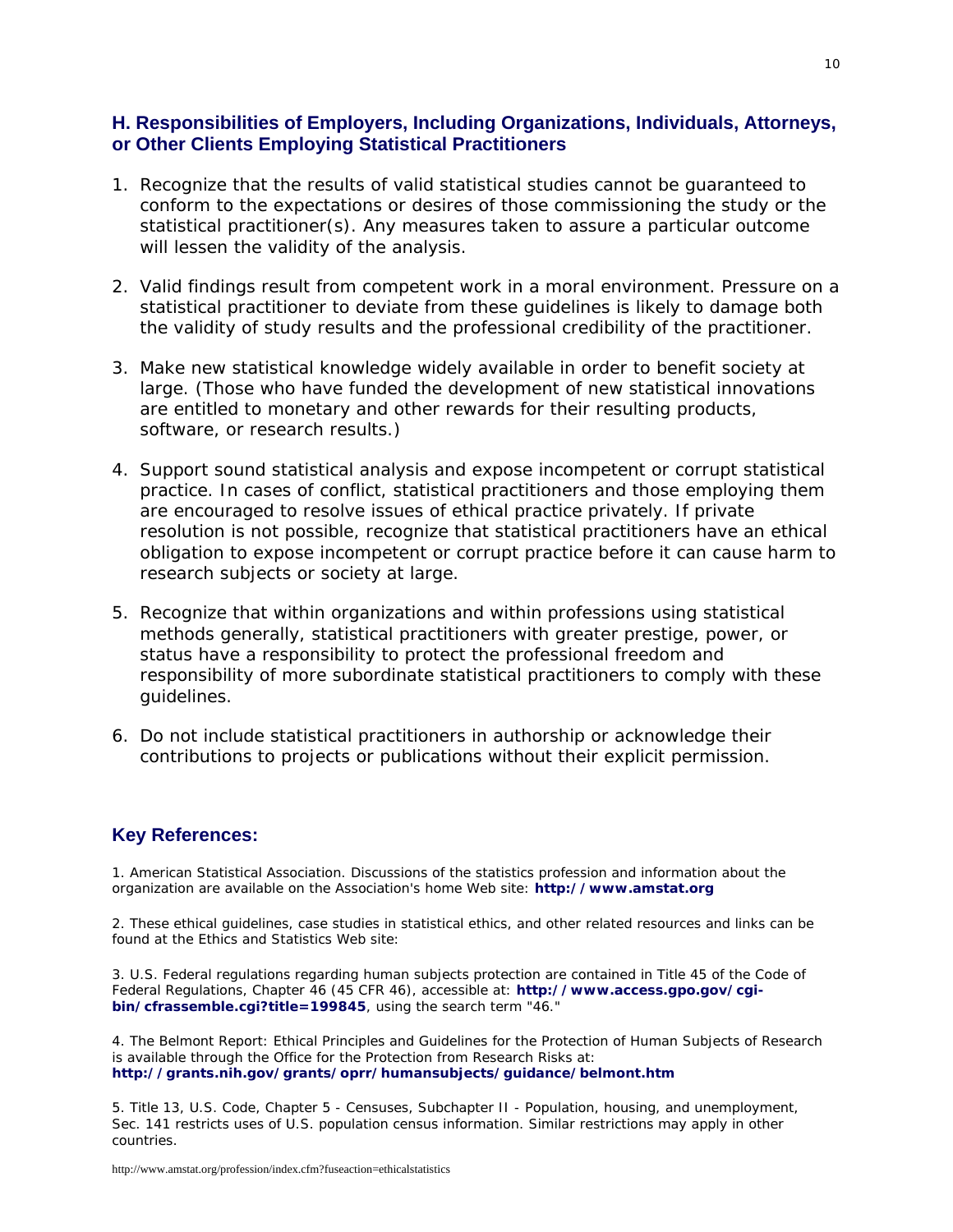## H. Responsibilities of Employers, Including Organizations, Individuals, Attorneys, or Other Clients Employing Statistical Practitioners

1. Recognize that the results of valid statistical studies cannot be guaranteed to conform to the expectations or desires of those commissioning the study or the statistical practitioner(s). Any measures taken to assure a particular outcome will lessen the validity of the analysis.

2. Valid findings result from competent work in a moral environment. Pressure on a statistical practitioner to deviate from these guidelines is likely to damage both the validity of study results and the professional credibility of the practitioner.

3. Make new statistical knowledge widely available in order to benefit society at large. (Those who have funded the development of new statistical innovations are entitled to monetary and other rewards for their resulting products, software, or research results.)

4. Support sound statistical analysis and expose incompetent or corrupt statistical practice. In cases of conflict, statistical practitioners and those employing them are encouraged to resolve issues of ethical practice privately. If private resolution is not possible, recognize that statistical practitioners have an ethical obligation to expose incompetent or corrupt practice before it can cause harm to research subjects or society at large.

5. Recognize that within organizations and within professions using statistical methods generally, statistical practitioners with greater prestige, power, or status have a responsibility to protect the professional freedom and responsibility of more subordinate statistical practitioners to comply with these guidelines.

6. Do not include statistical practitioners in authorship or acknowledge their contributions to projects or publications without their explicit permission.

## Key References:

1. American Statistical Association. Discussions of the statistics profession and information about the organization are available on the Association's home Web site: **http://www.amstat.org**

2. These ethical guidelines, case studies in statistical ethics, and other related resources and links can be found at the Ethics and Statistics Web site:

3. U.S. Federal regulations regarding human subjects protection are contained in Title 45 of the Code of Federal Regulations, Chapter 46 (45 CFR 46), accessible at: **http://www.access.gpo.gov/cgi-bin/cfrassemble.cgi?title=199845**, using the search term "46."

4. The Belmont Report: Ethical Principles and Guidelines for the Protection of Human Subjects of Research is available through the Office for the Protection from Research Risks at: **http://grants.nih.gov/grants/oprr/humansubjects/guidance/belmont.htm**

5. Title 13, U.S. Code, Chapter 5 - Censuses, Subchapter II - Population, housing, and unemployment, Sec. 141 restricts uses of U.S. population census information. Similar restrictions may apply in other countries.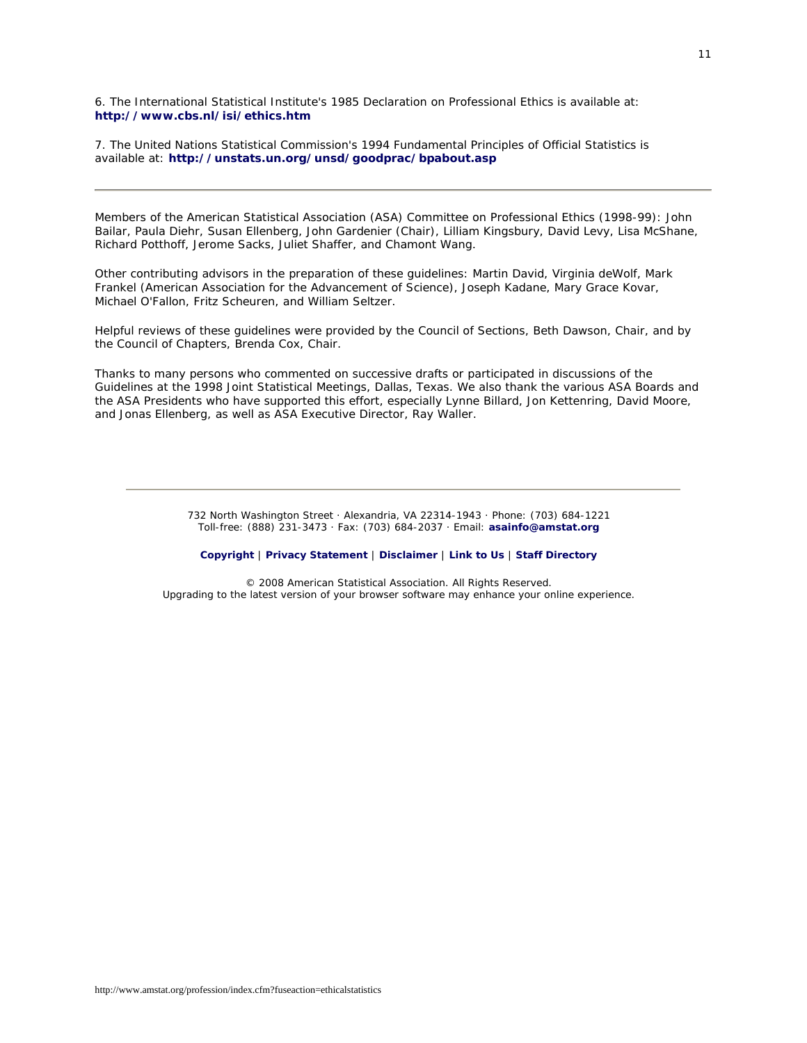6. The International Statistical Institute's 1985 Declaration on Professional Ethics is available at: **http://www.cbs.nl/isi/ethics.htm**

7. The United Nations Statistical Commission's 1994 Fundamental Principles of Official Statistics is available at: **http://unstats.un.org/unsd/goodprac/bpabout.asp**

---

Members of the American Statistical Association (ASA) Committee on Professional Ethics (1998-99): John Bailar, Paula Diehr, Susan Ellenberg, John Gardenier (Chair), Lilliam Kingsbury, David Levy, Lisa McShane, Richard Potthoff, Jerome Sacks, Juliet Shaffer, and Chamont Wang.

Other contributing advisors in the preparation of these guidelines: Martin David, Virginia deWolf, Mark Frankel (American Association for the Advancement of Science), Joseph Kadane, Mary Grace Kovar, Michael O'Fallon, Fritz Scheuren, and William Seltzer.

Helpful reviews of these guidelines were provided by the Council of Sections, Beth Dawson, Chair, and by the Council of Chapters, Brenda Cox, Chair.

Thanks to many persons who commented on successive drafts or participated in discussions of the Guidelines at the 1998 Joint Statistical Meetings, Dallas, Texas. We also thank the various ASA Boards and the ASA Presidents who have supported this effort, especially Lynne Billard, Jon Kettenring, David Moore, and Jonas Ellenberg, as well as ASA Executive Director, Ray Waller.

---

732 North Washington Street · Alexandria, VA 22314-1943 · Phone: (703) 684-1221
Toll-free: (888) 231-3473 · Fax: (703) 684-2037 · Email: **asainfo@amstat.org**

**Copyright** | **Privacy Statement** | **Disclaimer** | **Link to Us** | **Staff Directory**

© 2008 American Statistical Association. All Rights Reserved.
Upgrading to the latest version of your browser software may enhance your online experience.